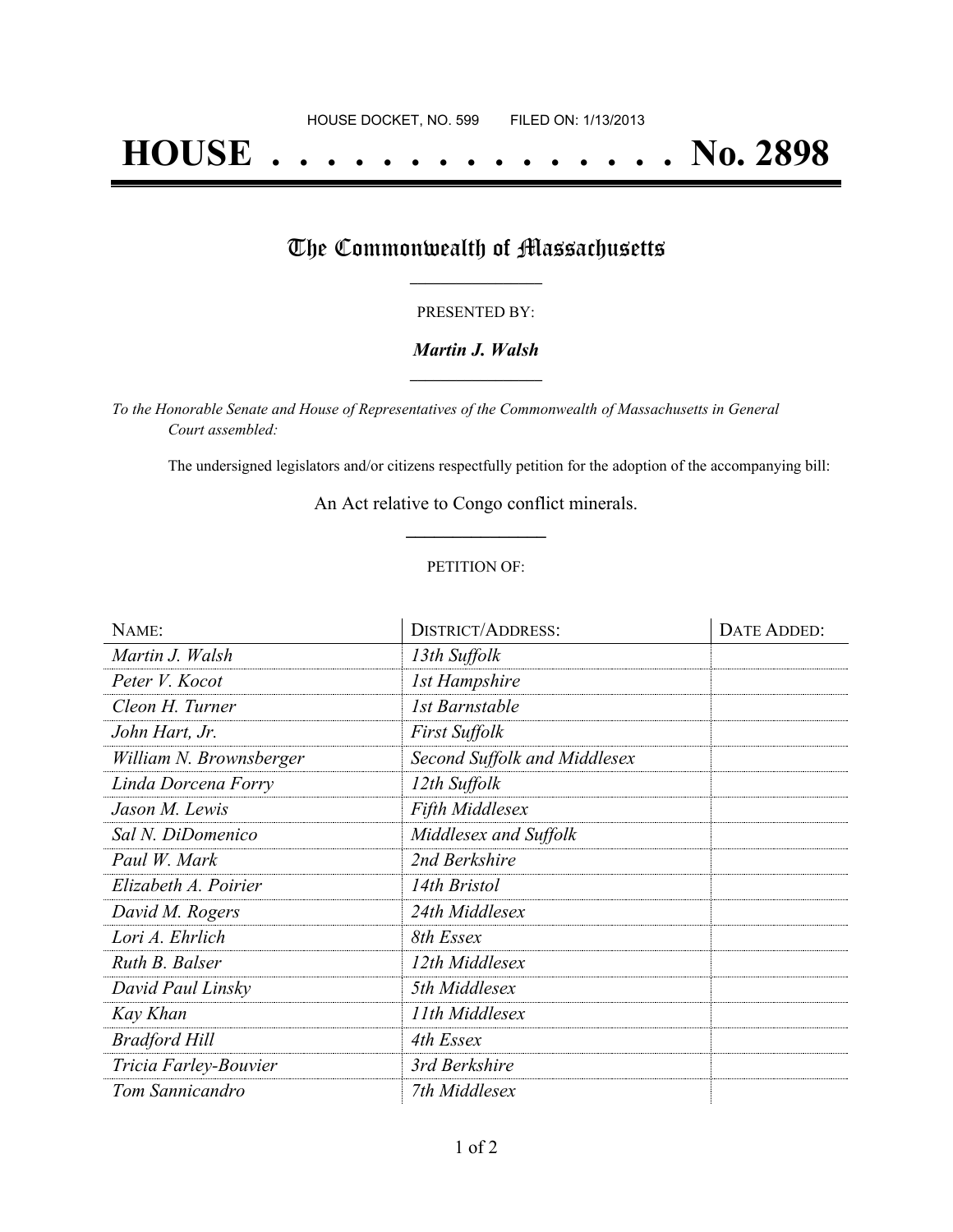HOUSE DOCKET, NO. 599        FILED ON: 1/13/2013

# HOUSE . . . . . . . . . . . . . . . No. 2898

## The Commonwealth of Massachusetts

PRESENTED BY:

***Martin J. Walsh***

*To the Honorable Senate and House of Representatives of the Commonwealth of Massachusetts in General Court assembled:*

The undersigned legislators and/or citizens respectfully petition for the adoption of the accompanying bill:

An Act relative to Congo conflict minerals.

PETITION OF:

| NAME: | DISTRICT/ADDRESS: | DATE ADDED: |
|---|---|---|
| *Martin J. Walsh* | *13th Suffolk* | |
| *Peter V. Kocot* | *1st Hampshire* | |
| *Cleon H. Turner* | *1st Barnstable* | |
| *John Hart, Jr.* | *First Suffolk* | |
| *William N. Brownsberger* | *Second Suffolk and Middlesex* | |
| *Linda Dorcena Forry* | *12th Suffolk* | |
| *Jason M. Lewis* | *Fifth Middlesex* | |
| *Sal N. DiDomenico* | *Middlesex and Suffolk* | |
| *Paul W. Mark* | *2nd Berkshire* | |
| *Elizabeth A. Poirier* | *14th Bristol* | |
| *David M. Rogers* | *24th Middlesex* | |
| *Lori A. Ehrlich* | *8th Essex* | |
| *Ruth B. Balser* | *12th Middlesex* | |
| *David Paul Linsky* | *5th Middlesex* | |
| *Kay Khan* | *11th Middlesex* | |
| *Bradford Hill* | *4th Essex* | |
| *Tricia Farley-Bouvier* | *3rd Berkshire* | |
| *Tom Sannicandro* | *7th Middlesex* | |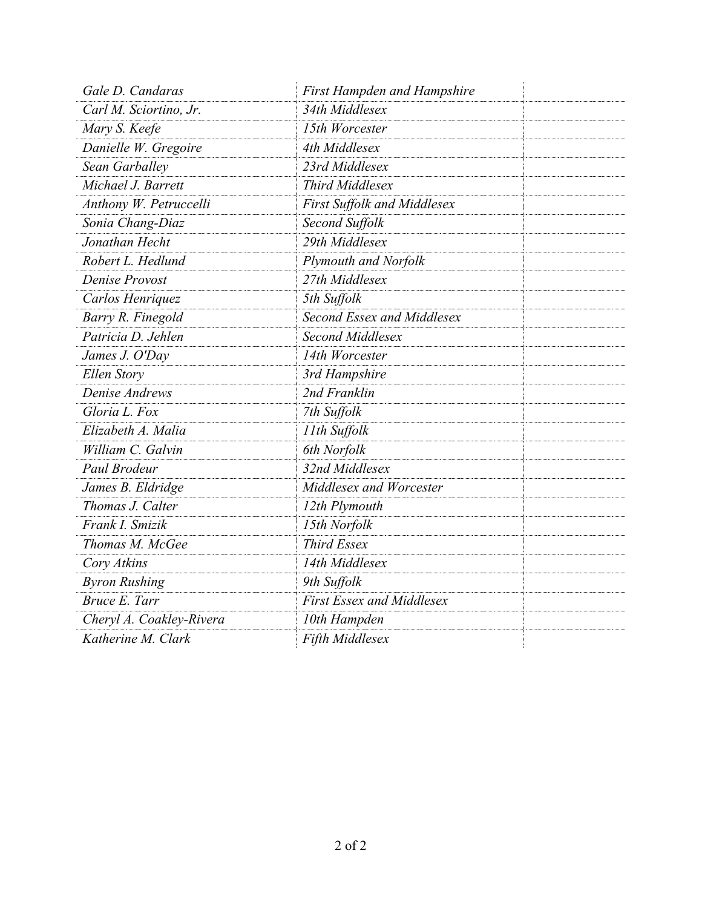| | | |
|---|---|---|
| *Gale D. Candaras* | *First Hampden and Hampshire* | |
| *Carl M. Sciortino, Jr.* | *34th Middlesex* | |
| *Mary S. Keefe* | *15th Worcester* | |
| *Danielle W. Gregoire* | *4th Middlesex* | |
| *Sean Garballey* | *23rd Middlesex* | |
| *Michael J. Barrett* | *Third Middlesex* | |
| *Anthony W. Petruccelli* | *First Suffolk and Middlesex* | |
| *Sonia Chang-Diaz* | *Second Suffolk* | |
| *Jonathan Hecht* | *29th Middlesex* | |
| *Robert L. Hedlund* | *Plymouth and Norfolk* | |
| *Denise Provost* | *27th Middlesex* | |
| *Carlos Henriquez* | *5th Suffolk* | |
| *Barry R. Finegold* | *Second Essex and Middlesex* | |
| *Patricia D. Jehlen* | *Second Middlesex* | |
| *James J. O'Day* | *14th Worcester* | |
| *Ellen Story* | *3rd Hampshire* | |
| *Denise Andrews* | *2nd Franklin* | |
| *Gloria L. Fox* | *7th Suffolk* | |
| *Elizabeth A. Malia* | *11th Suffolk* | |
| *William C. Galvin* | *6th Norfolk* | |
| *Paul Brodeur* | *32nd Middlesex* | |
| *James B. Eldridge* | *Middlesex and Worcester* | |
| *Thomas J. Calter* | *12th Plymouth* | |
| *Frank I. Smizik* | *15th Norfolk* | |
| *Thomas M. McGee* | *Third Essex* | |
| *Cory Atkins* | *14th Middlesex* | |
| *Byron Rushing* | *9th Suffolk* | |
| *Bruce E. Tarr* | *First Essex and Middlesex* | |
| *Cheryl A. Coakley-Rivera* | *10th Hampden* | |
| *Katherine M. Clark* | *Fifth Middlesex* | |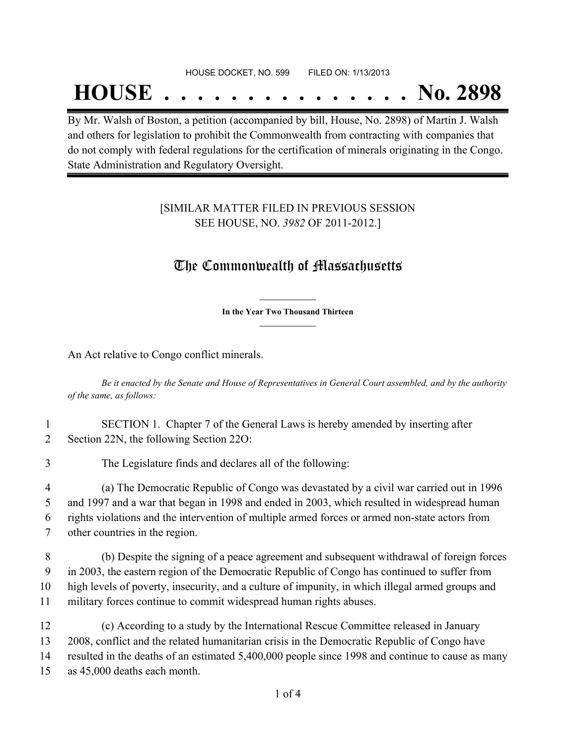HOUSE DOCKET, NO. 599        FILED ON: 1/13/2013

# HOUSE . . . . . . . . . . . . . . . No. 2898

By Mr. Walsh of Boston, a petition (accompanied by bill, House, No. 2898) of Martin J. Walsh and others for legislation to prohibit the Commonwealth from contracting with companies that do not comply with federal regulations for the certification of minerals originating in the Congo. State Administration and Regulatory Oversight.

[SIMILAR MATTER FILED IN PREVIOUS SESSION SEE HOUSE, NO. *3982* OF 2011-2012.]

## The Commonwealth of Massachusetts

**In the Year Two Thousand Thirteen**

An Act relative to Congo conflict minerals.

*Be it enacted by the Senate and House of Representatives in General Court assembled, and by the authority of the same, as follows:*

1 SECTION 1. Chapter 7 of the General Laws is hereby amended by inserting after
2 Section 22N, the following Section 22O:

3 The Legislature finds and declares all of the following:

4 (a) The Democratic Republic of Congo was devastated by a civil war carried out in 1996
5 and 1997 and a war that began in 1998 and ended in 2003, which resulted in widespread human
6 rights violations and the intervention of multiple armed forces or armed non-state actors from
7 other countries in the region.

8 (b) Despite the signing of a peace agreement and subsequent withdrawal of foreign forces
9 in 2003, the eastern region of the Democratic Republic of Congo has continued to suffer from
10 high levels of poverty, insecurity, and a culture of impunity, in which illegal armed groups and
11 military forces continue to commit widespread human rights abuses.

12 (c) According to a study by the International Rescue Committee released in January
13 2008, conflict and the related humanitarian crisis in the Democratic Republic of Congo have
14 resulted in the deaths of an estimated 5,400,000 people since 1998 and continue to cause as many
15 as 45,000 deaths each month.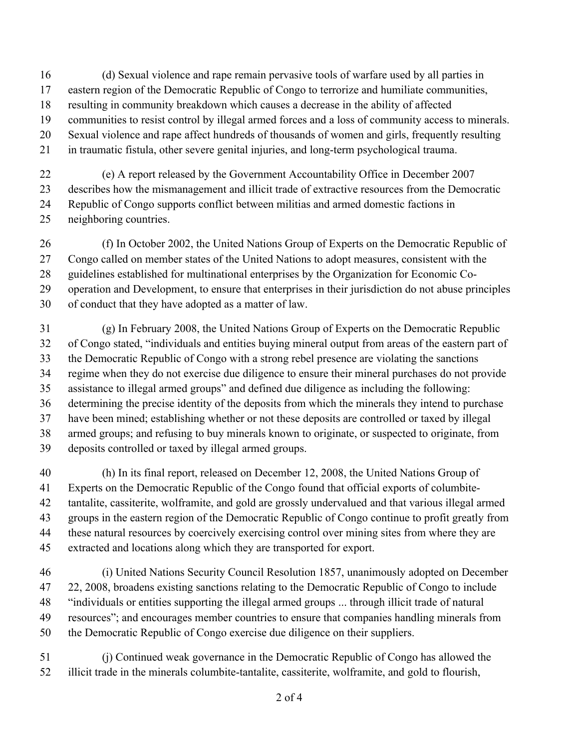(d) Sexual violence and rape remain pervasive tools of warfare used by all parties in eastern region of the Democratic Republic of Congo to terrorize and humiliate communities, resulting in community breakdown which causes a decrease in the ability of affected communities to resist control by illegal armed forces and a loss of community access to minerals. Sexual violence and rape affect hundreds of thousands of women and girls, frequently resulting in traumatic fistula, other severe genital injuries, and long-term psychological trauma.

(e) A report released by the Government Accountability Office in December 2007 describes how the mismanagement and illicit trade of extractive resources from the Democratic Republic of Congo supports conflict between militias and armed domestic factions in neighboring countries.

(f) In October 2002, the United Nations Group of Experts on the Democratic Republic of Congo called on member states of the United Nations to adopt measures, consistent with the guidelines established for multinational enterprises by the Organization for Economic Co-operation and Development, to ensure that enterprises in their jurisdiction do not abuse principles of conduct that they have adopted as a matter of law.

(g) In February 2008, the United Nations Group of Experts on the Democratic Republic of Congo stated, "individuals and entities buying mineral output from areas of the eastern part of the Democratic Republic of Congo with a strong rebel presence are violating the sanctions regime when they do not exercise due diligence to ensure their mineral purchases do not provide assistance to illegal armed groups" and defined due diligence as including the following: determining the precise identity of the deposits from which the minerals they intend to purchase have been mined; establishing whether or not these deposits are controlled or taxed by illegal armed groups; and refusing to buy minerals known to originate, or suspected to originate, from deposits controlled or taxed by illegal armed groups.

(h) In its final report, released on December 12, 2008, the United Nations Group of Experts on the Democratic Republic of the Congo found that official exports of columbite-tantalite, cassiterite, wolframite, and gold are grossly undervalued and that various illegal armed groups in the eastern region of the Democratic Republic of Congo continue to profit greatly from these natural resources by coercively exercising control over mining sites from where they are extracted and locations along which they are transported for export.

(i) United Nations Security Council Resolution 1857, unanimously adopted on December 22, 2008, broadens existing sanctions relating to the Democratic Republic of Congo to include "individuals or entities supporting the illegal armed groups ... through illicit trade of natural resources"; and encourages member countries to ensure that companies handling minerals from the Democratic Republic of Congo exercise due diligence on their suppliers.

(j) Continued weak governance in the Democratic Republic of Congo has allowed the illicit trade in the minerals columbite-tantalite, cassiterite, wolframite, and gold to flourish,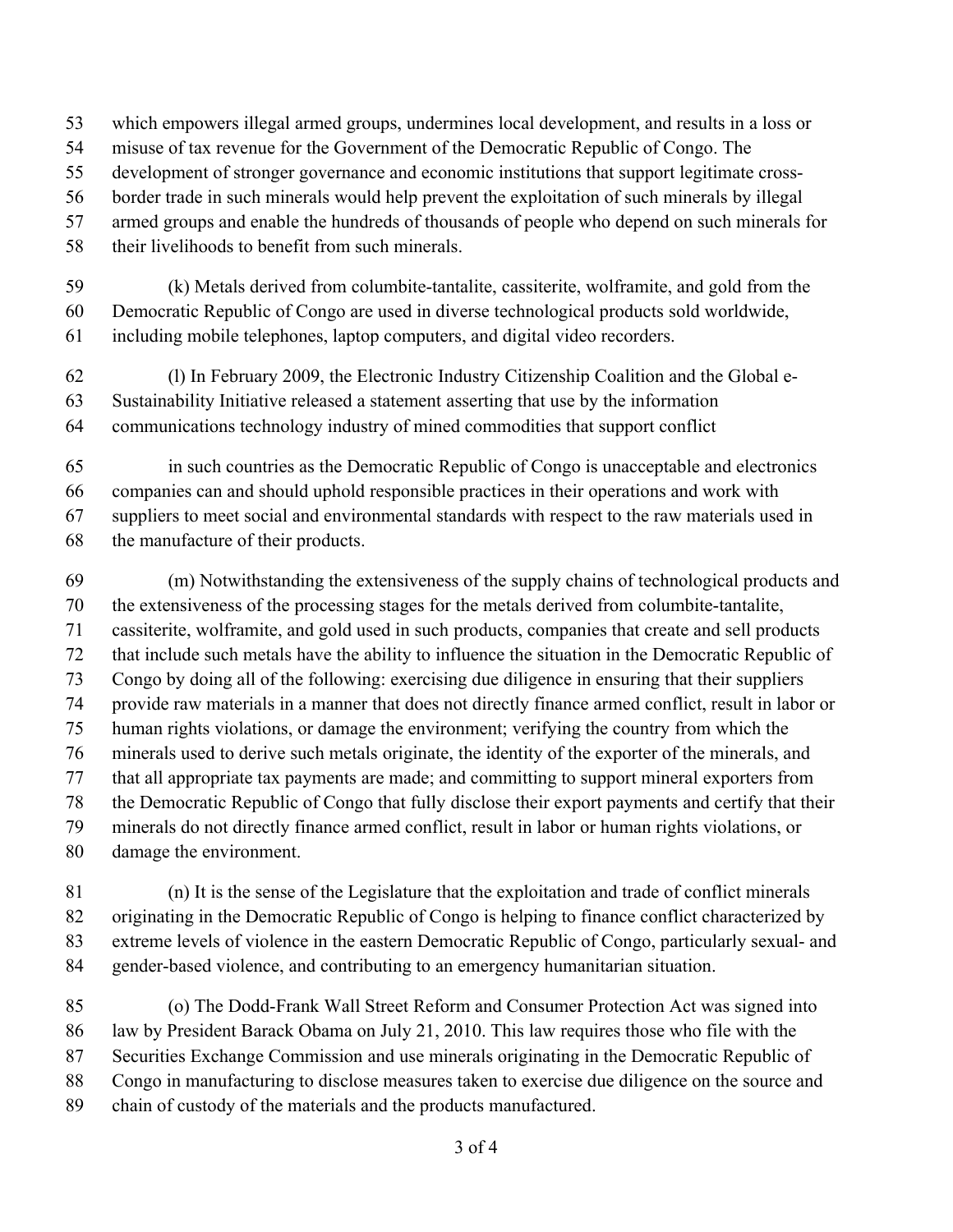which empowers illegal armed groups, undermines local development, and results in a loss or misuse of tax revenue for the Government of the Democratic Republic of Congo. The development of stronger governance and economic institutions that support legitimate cross-border trade in such minerals would help prevent the exploitation of such minerals by illegal armed groups and enable the hundreds of thousands of people who depend on such minerals for their livelihoods to benefit from such minerals.

(k) Metals derived from columbite-tantalite, cassiterite, wolframite, and gold from the Democratic Republic of Congo are used in diverse technological products sold worldwide, including mobile telephones, laptop computers, and digital video recorders.

(l) In February 2009, the Electronic Industry Citizenship Coalition and the Global e-Sustainability Initiative released a statement asserting that use by the information communications technology industry of mined commodities that support conflict

in such countries as the Democratic Republic of Congo is unacceptable and electronics companies can and should uphold responsible practices in their operations and work with suppliers to meet social and environmental standards with respect to the raw materials used in the manufacture of their products.

(m) Notwithstanding the extensiveness of the supply chains of technological products and the extensiveness of the processing stages for the metals derived from columbite-tantalite, cassiterite, wolframite, and gold used in such products, companies that create and sell products that include such metals have the ability to influence the situation in the Democratic Republic of Congo by doing all of the following: exercising due diligence in ensuring that their suppliers provide raw materials in a manner that does not directly finance armed conflict, result in labor or human rights violations, or damage the environment; verifying the country from which the minerals used to derive such metals originate, the identity of the exporter of the minerals, and that all appropriate tax payments are made; and committing to support mineral exporters from the Democratic Republic of Congo that fully disclose their export payments and certify that their minerals do not directly finance armed conflict, result in labor or human rights violations, or damage the environment.

(n) It is the sense of the Legislature that the exploitation and trade of conflict minerals originating in the Democratic Republic of Congo is helping to finance conflict characterized by extreme levels of violence in the eastern Democratic Republic of Congo, particularly sexual- and gender-based violence, and contributing to an emergency humanitarian situation.

(o) The Dodd-Frank Wall Street Reform and Consumer Protection Act was signed into law by President Barack Obama on July 21, 2010. This law requires those who file with the Securities Exchange Commission and use minerals originating in the Democratic Republic of Congo in manufacturing to disclose measures taken to exercise due diligence on the source and chain of custody of the materials and the products manufactured.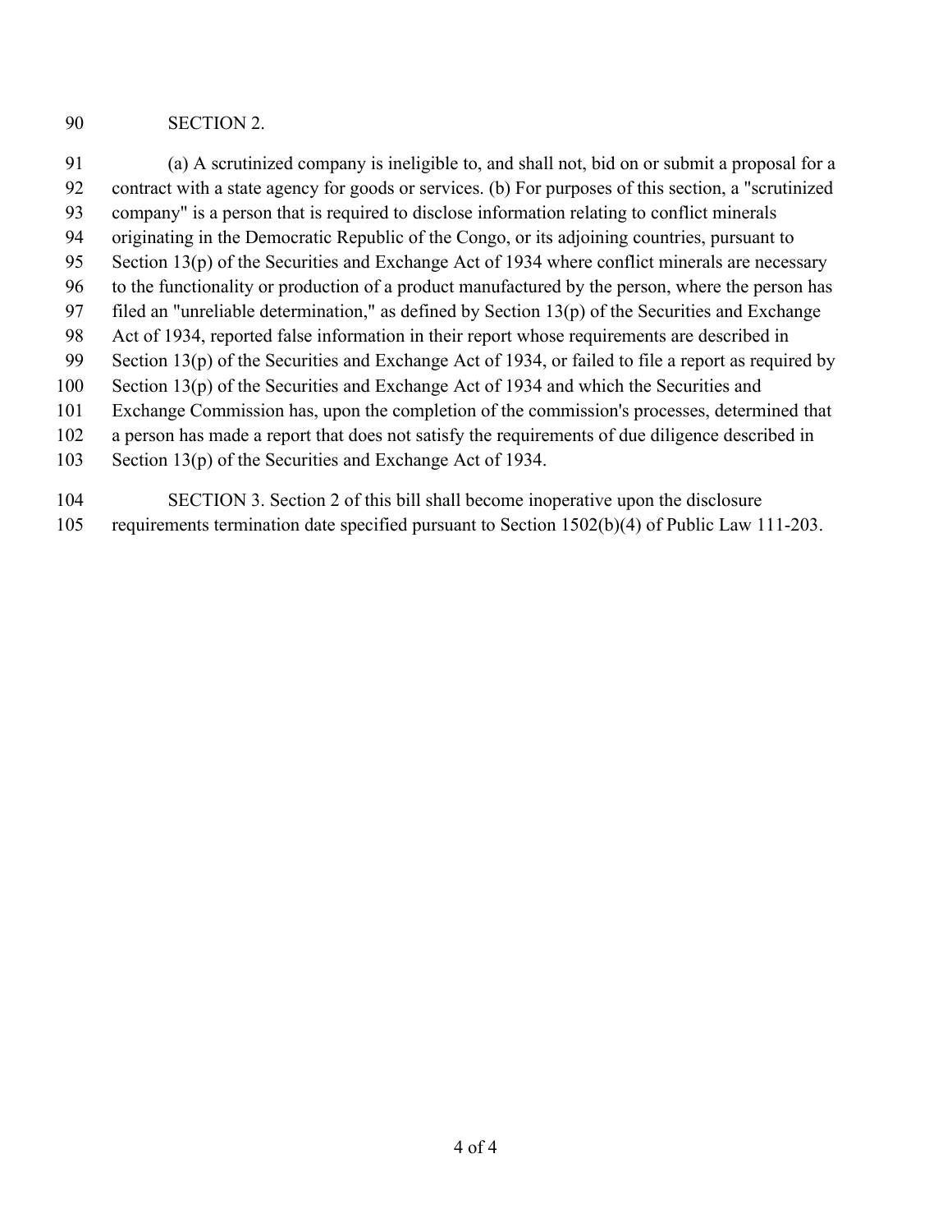SECTION 2.

(a) A scrutinized company is ineligible to, and shall not, bid on or submit a proposal for a contract with a state agency for goods or services. (b) For purposes of this section, a "scrutinized company" is a person that is required to disclose information relating to conflict minerals originating in the Democratic Republic of the Congo, or its adjoining countries, pursuant to Section 13(p) of the Securities and Exchange Act of 1934 where conflict minerals are necessary to the functionality or production of a product manufactured by the person, where the person has filed an "unreliable determination," as defined by Section 13(p) of the Securities and Exchange Act of 1934, reported false information in their report whose requirements are described in Section 13(p) of the Securities and Exchange Act of 1934, or failed to file a report as required by Section 13(p) of the Securities and Exchange Act of 1934 and which the Securities and Exchange Commission has, upon the completion of the commission's processes, determined that a person has made a report that does not satisfy the requirements of due diligence described in Section 13(p) of the Securities and Exchange Act of 1934.

SECTION 3. Section 2 of this bill shall become inoperative upon the disclosure requirements termination date specified pursuant to Section 1502(b)(4) of Public Law 111-203.